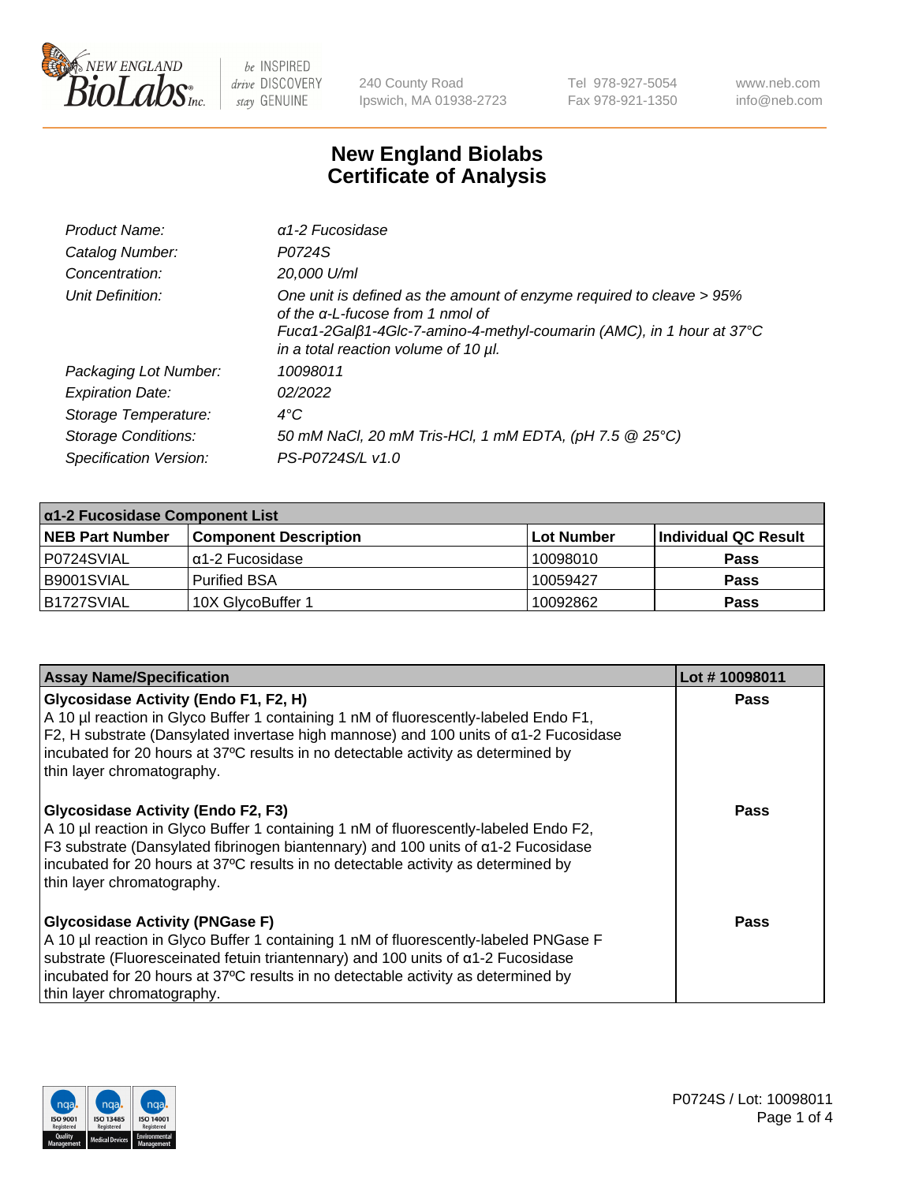240 County Road
Ipswich, MA 01938-2723

Tel 978-927-5054
Fax 978-921-1350

www.neb.com
info@neb.com

# New England Biolabs
# Certificate of Analysis

| | |
|---|---|
| *Product Name:* | *α1-2 Fucosidase* |
| *Catalog Number:* | *P0724S* |
| *Concentration:* | *20,000 U/ml* |
| *Unit Definition:* | *One unit is defined as the amount of enzyme required to cleave > 95% of the α-L-fucose from 1 nmol of Fucα1-2Galβ1-4Glc-7-amino-4-methyl-coumarin (AMC), in 1 hour at 37°C in a total reaction volume of 10 µl.* |
| *Packaging Lot Number:* | *10098011* |
| *Expiration Date:* | *02/2022* |
| *Storage Temperature:* | *4°C* |
| *Storage Conditions:* | *50 mM NaCl, 20 mM Tris-HCl, 1 mM EDTA, (pH 7.5 @ 25°C)* |
| *Specification Version:* | *PS-P0724S/L v1.0* |

| α1-2 Fucosidase Component List | | | |
|---|---|---|---|
| **NEB Part Number** | **Component Description** | **Lot Number** | **Individual QC Result** |
| P0724SVIAL | α1-2 Fucosidase | 10098010 | **Pass** |
| B9001SVIAL | Purified BSA | 10059427 | **Pass** |
| B1727SVIAL | 10X GlycoBuffer 1 | 10092862 | **Pass** |

| Assay Name/Specification | Lot # 10098011 |
|---|---|
| **Glycosidase Activity (Endo F1, F2, H)**<br>A 10 µl reaction in Glyco Buffer 1 containing 1 nM of fluorescently-labeled Endo F1, F2, H substrate (Dansylated invertase high mannose) and 100 units of α1-2 Fucosidase incubated for 20 hours at 37ºC results in no detectable activity as determined by thin layer chromatography. | **Pass** |
| **Glycosidase Activity (Endo F2, F3)**<br>A 10 µl reaction in Glyco Buffer 1 containing 1 nM of fluorescently-labeled Endo F2, F3 substrate (Dansylated fibrinogen biantennary) and 100 units of α1-2 Fucosidase incubated for 20 hours at 37ºC results in no detectable activity as determined by thin layer chromatography. | **Pass** |
| **Glycosidase Activity (PNGase F)**<br>A 10 µl reaction in Glyco Buffer 1 containing 1 nM of fluorescently-labeled PNGase F substrate (Fluoresceinated fetuin triantennary) and 100 units of α1-2 Fucosidase incubated for 20 hours at 37ºC results in no detectable activity as determined by thin layer chromatography. | **Pass** |

P0724S / Lot: 10098011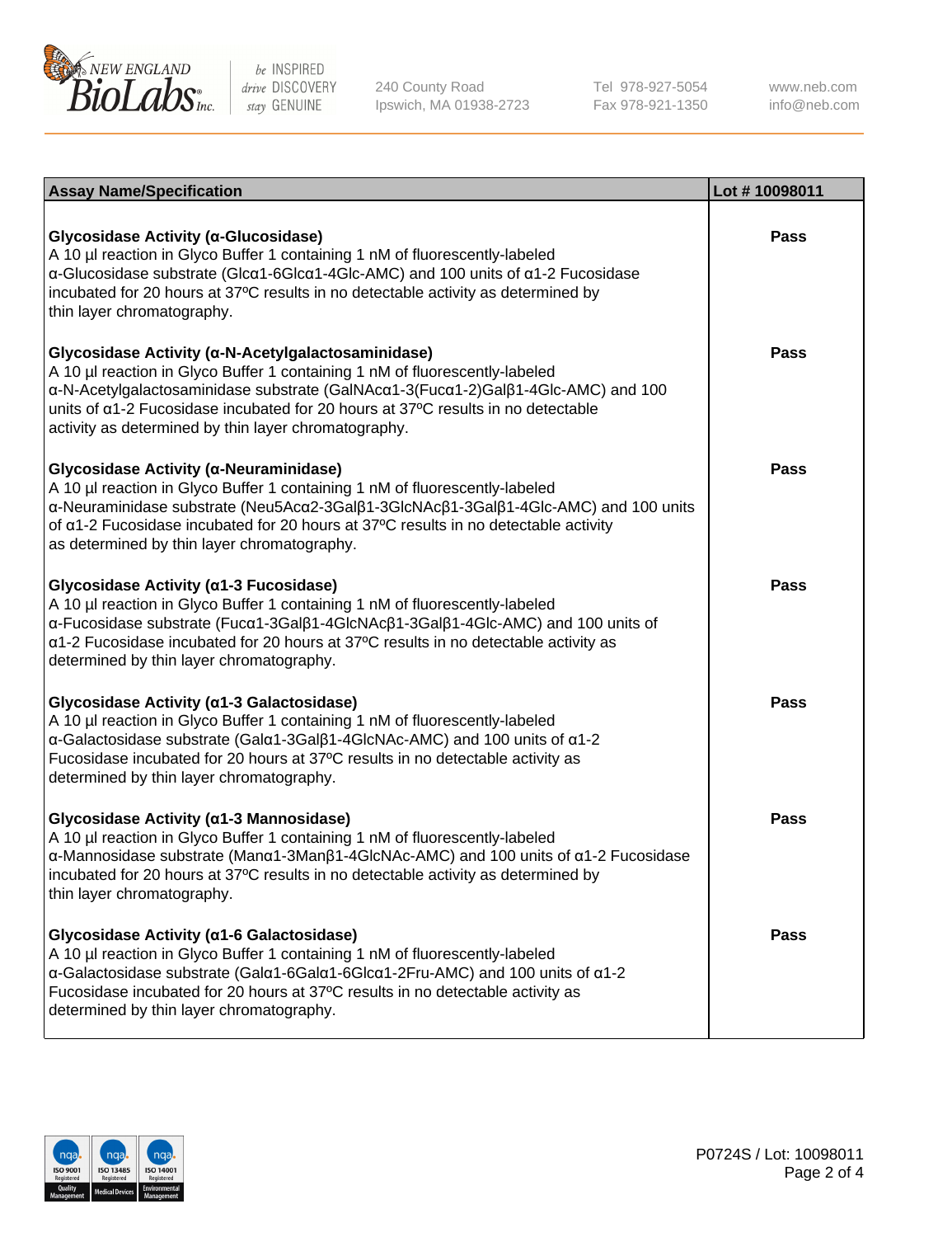| Assay Name/Specification | Lot # 10098011 |
| --- | --- |
| **Glycosidase Activity (α-Glucosidase)**<br>A 10 µl reaction in Glyco Buffer 1 containing 1 nM of fluorescently-labeled α-Glucosidase substrate (Glcα1-6Glcα1-4Glc-AMC) and 100 units of α1-2 Fucosidase incubated for 20 hours at 37ºC results in no detectable activity as determined by thin layer chromatography. | Pass |
| **Glycosidase Activity (α-N-Acetylgalactosaminidase)**<br>A 10 µl reaction in Glyco Buffer 1 containing 1 nM of fluorescently-labeled α-N-Acetylgalactosaminidase substrate (GalNAcα1-3(Fucα1-2)Galβ1-4Glc-AMC) and 100 units of α1-2 Fucosidase incubated for 20 hours at 37ºC results in no detectable activity as determined by thin layer chromatography. | Pass |
| **Glycosidase Activity (α-Neuraminidase)**<br>A 10 µl reaction in Glyco Buffer 1 containing 1 nM of fluorescently-labeled α-Neuraminidase substrate (Neu5Acα2-3Galβ1-3GlcNAcβ1-3Galβ1-4Glc-AMC) and 100 units of α1-2 Fucosidase incubated for 20 hours at 37ºC results in no detectable activity as determined by thin layer chromatography. | Pass |
| **Glycosidase Activity (α1-3 Fucosidase)**<br>A 10 µl reaction in Glyco Buffer 1 containing 1 nM of fluorescently-labeled α-Fucosidase substrate (Fucα1-3Galβ1-4GlcNAcβ1-3Galβ1-4Glc-AMC) and 100 units of α1-2 Fucosidase incubated for 20 hours at 37ºC results in no detectable activity as determined by thin layer chromatography. | Pass |
| **Glycosidase Activity (α1-3 Galactosidase)**<br>A 10 µl reaction in Glyco Buffer 1 containing 1 nM of fluorescently-labeled α-Galactosidase substrate (Galα1-3Galβ1-4GlcNAc-AMC) and 100 units of α1-2 Fucosidase incubated for 20 hours at 37ºC results in no detectable activity as determined by thin layer chromatography. | Pass |
| **Glycosidase Activity (α1-3 Mannosidase)**<br>A 10 µl reaction in Glyco Buffer 1 containing 1 nM of fluorescently-labeled α-Mannosidase substrate (Manα1-3Manβ1-4GlcNAc-AMC) and 100 units of α1-2 Fucosidase incubated for 20 hours at 37ºC results in no detectable activity as determined by thin layer chromatography. | Pass |
| **Glycosidase Activity (α1-6 Galactosidase)**<br>A 10 µl reaction in Glyco Buffer 1 containing 1 nM of fluorescently-labeled α-Galactosidase substrate (Galα1-6Galα1-6Glcα1-2Fru-AMC) and 100 units of α1-2 Fucosidase incubated for 20 hours at 37ºC results in no detectable activity as determined by thin layer chromatography. | Pass |

P0724S / Lot: 10098011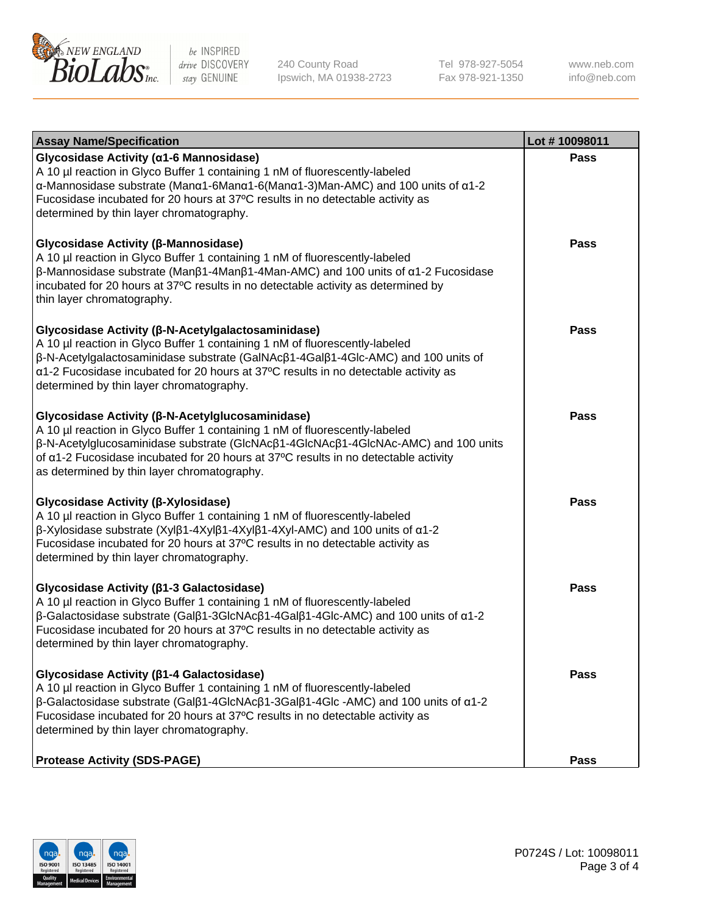| Assay Name/Specification | Lot # 10098011 |
| --- | --- |
| **Glycosidase Activity (α1-6 Mannosidase)**<br>A 10 µl reaction in Glyco Buffer 1 containing 1 nM of fluorescently-labeled α-Mannosidase substrate (Manα1-6Manα1-6(Manα1-3)Man-AMC) and 100 units of α1-2 Fucosidase incubated for 20 hours at 37ºC results in no detectable activity as determined by thin layer chromatography. | **Pass** |
| **Glycosidase Activity (β-Mannosidase)**<br>A 10 µl reaction in Glyco Buffer 1 containing 1 nM of fluorescently-labeled β-Mannosidase substrate (Manβ1-4Manβ1-4Man-AMC) and 100 units of α1-2 Fucosidase incubated for 20 hours at 37ºC results in no detectable activity as determined by thin layer chromatography. | **Pass** |
| **Glycosidase Activity (β-N-Acetylgalactosaminidase)**<br>A 10 µl reaction in Glyco Buffer 1 containing 1 nM of fluorescently-labeled β-N-Acetylgalactosaminidase substrate (GalNAcβ1-4Galβ1-4Glc-AMC) and 100 units of α1-2 Fucosidase incubated for 20 hours at 37ºC results in no detectable activity as determined by thin layer chromatography. | **Pass** |
| **Glycosidase Activity (β-N-Acetylglucosaminidase)**<br>A 10 µl reaction in Glyco Buffer 1 containing 1 nM of fluorescently-labeled β-N-Acetylglucosaminidase substrate (GlcNAcβ1-4GlcNAcβ1-4GlcNAc-AMC) and 100 units of α1-2 Fucosidase incubated for 20 hours at 37ºC results in no detectable activity as determined by thin layer chromatography. | **Pass** |
| **Glycosidase Activity (β-Xylosidase)**<br>A 10 µl reaction in Glyco Buffer 1 containing 1 nM of fluorescently-labeled β-Xylosidase substrate (Xylβ1-4Xylβ1-4Xylβ1-4Xyl-AMC) and 100 units of α1-2 Fucosidase incubated for 20 hours at 37ºC results in no detectable activity as determined by thin layer chromatography. | **Pass** |
| **Glycosidase Activity (β1-3 Galactosidase)**<br>A 10 µl reaction in Glyco Buffer 1 containing 1 nM of fluorescently-labeled β-Galactosidase substrate (Galβ1-3GlcNAcβ1-4Galβ1-4Glc-AMC) and 100 units of α1-2 Fucosidase incubated for 20 hours at 37ºC results in no detectable activity as determined by thin layer chromatography. | **Pass** |
| **Glycosidase Activity (β1-4 Galactosidase)**<br>A 10 µl reaction in Glyco Buffer 1 containing 1 nM of fluorescently-labeled β-Galactosidase substrate (Galβ1-4GlcNAcβ1-3Galβ1-4Glc -AMC) and 100 units of α1-2 Fucosidase incubated for 20 hours at 37ºC results in no detectable activity as determined by thin layer chromatography. | **Pass** |
| **Protease Activity (SDS-PAGE)** | **Pass** |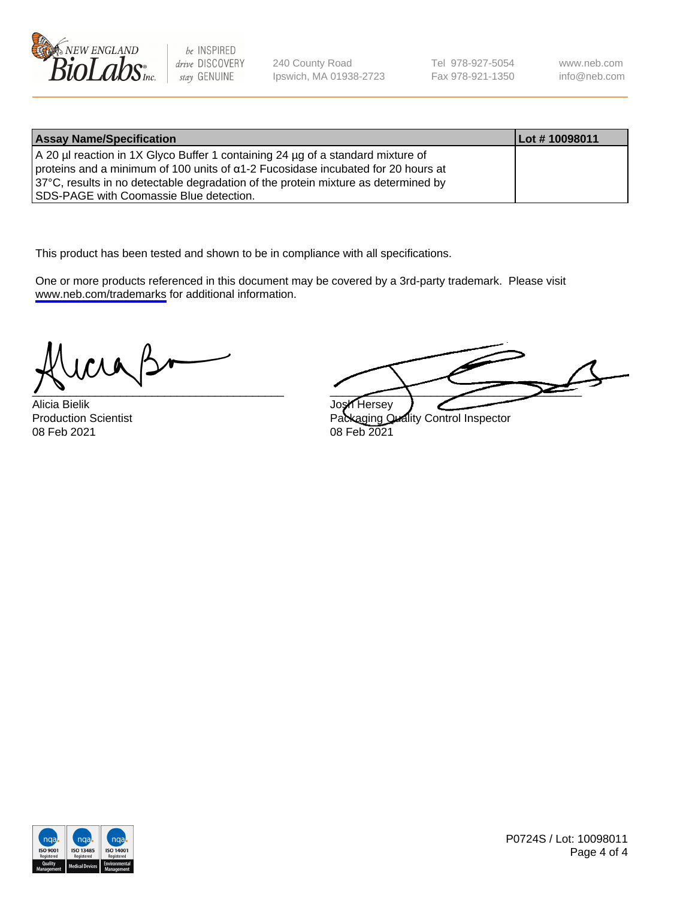| Assay Name/Specification | Lot # 10098011 |
| --- | --- |
| A 20 µl reaction in 1X Glyco Buffer 1 containing 24 µg of a standard mixture of proteins and a minimum of 100 units of α1-2 Fucosidase incubated for 20 hours at 37°C, results in no detectable degradation of the protein mixture as determined by SDS-PAGE with Coomassie Blue detection. | |

This product has been tested and shown to be in compliance with all specifications.

One or more products referenced in this document may be covered by a 3rd-party trademark. Please visit www.neb.com/trademarks for additional information.

Alicia Bielik
Production Scientist
08 Feb 2021

Josh Hersey
Packaging Quality Control Inspector
08 Feb 2021

P0724S / Lot: 10098011